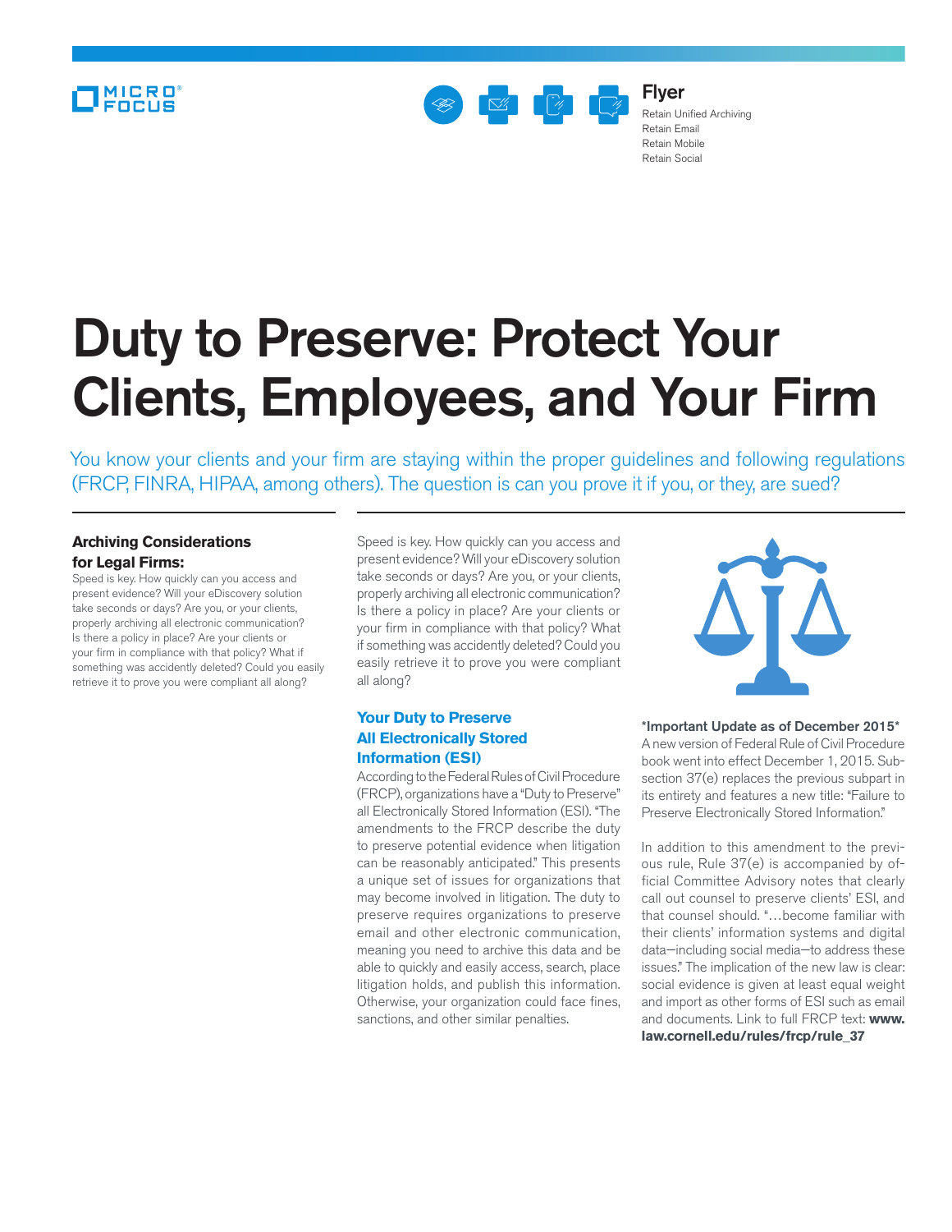MICRO FOCUS

**Flyer**
Retain Unified Archiving
Retain Email
Retain Mobile
Retain Social

# Duty to Preserve: Protect Your Clients, Employees, and Your Firm

You know your clients and your firm are staying within the proper guidelines and following regulations (FRCP, FINRA, HIPAA, among others). The question is can you prove it if you, or they, are sued?

### Archiving Considerations for Legal Firms:

Speed is key. How quickly can you access and present evidence? Will your eDiscovery solution take seconds or days? Are you, or your clients, properly archiving all electronic communication? Is there a policy in place? Are your clients or your firm in compliance with that policy? What if something was accidently deleted? Could you easily retrieve it to prove you were compliant all along?

Speed is key. How quickly can you access and present evidence? Will your eDiscovery solution take seconds or days? Are you, or your clients, properly archiving all electronic communication? Is there a policy in place? Are your clients or your firm in compliance with that policy? What if something was accidently deleted? Could you easily retrieve it to prove you were compliant all along?

## Your Duty to Preserve All Electronically Stored Information (ESI)

According to the Federal Rules of Civil Procedure (FRCP), organizations have a "Duty to Preserve" all Electronically Stored Information (ESI). "The amendments to the FRCP describe the duty to preserve potential evidence when litigation can be reasonably anticipated." This presents a unique set of issues for organizations that may become involved in litigation. The duty to preserve requires organizations to preserve email and other electronic communication, meaning you need to archive this data and be able to quickly and easily access, search, place litigation holds, and publish this information. Otherwise, your organization could face fines, sanctions, and other similar penalties.

**\*Important Update as of December 2015\***

A new version of Federal Rule of Civil Procedure book went into effect December 1, 2015. Subsection 37(e) replaces the previous subpart in its entirety and features a new title: "Failure to Preserve Electronically Stored Information."

In addition to this amendment to the previous rule, Rule 37(e) is accompanied by official Committee Advisory notes that clearly call out counsel to preserve clients' ESI, and that counsel should. "…become familiar with their clients' information systems and digital data—including social media—to address these issues." The implication of the new law is clear: social evidence is given at least equal weight and import as other forms of ESI such as email and documents. Link to full FRCP text: **www.law.cornell.edu/rules/frcp/rule_37**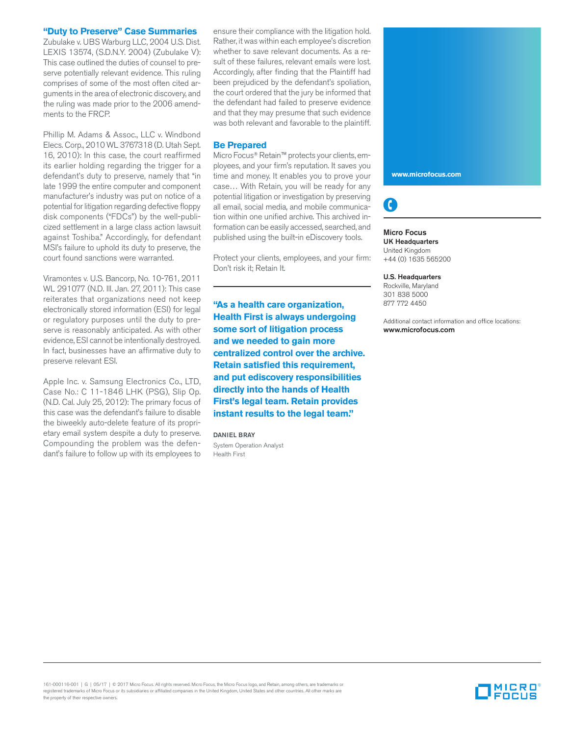## "Duty to Preserve" Case Summaries

Zubulake v. UBS Warburg LLC, 2004 U.S. Dist. LEXIS 13574, (S.D.N.Y. 2004) (Zubulake V): This case outlined the duties of counsel to preserve potentially relevant evidence. This ruling comprises of some of the most often cited arguments in the area of electronic discovery, and the ruling was made prior to the 2006 amendments to the FRCP.

Phillip M. Adams & Assoc., LLC v. Windbond Elecs. Corp., 2010 WL 3767318 (D. Utah Sept. 16, 2010): In this case, the court reaffirmed its earlier holding regarding the trigger for a defendant's duty to preserve, namely that "in late 1999 the entire computer and component manufacturer's industry was put on notice of a potential for litigation regarding defective floppy disk components ("FDCs") by the well-publicized settlement in a large class action lawsuit against Toshiba." Accordingly, for defendant MSI's failure to uphold its duty to preserve, the court found sanctions were warranted.

Viramontes v. U.S. Bancorp, No. 10-761, 2011 WL 291077 (N.D. Ill. Jan. 27, 2011): This case reiterates that organizations need not keep electronically stored information (ESI) for legal or regulatory purposes until the duty to preserve is reasonably anticipated. As with other evidence, ESI cannot be intentionally destroyed. In fact, businesses have an affirmative duty to preserve relevant ESI.

Apple Inc. v. Samsung Electronics Co., LTD, Case No.: C 11-1846 LHK (PSG), Slip Op. (N.D. Cal. July 25, 2012): The primary focus of this case was the defendant's failure to disable the biweekly auto-delete feature of its proprietary email system despite a duty to preserve. Compounding the problem was the defendant's failure to follow up with its employees to ensure their compliance with the litigation hold. Rather, it was within each employee's discretion whether to save relevant documents. As a result of these failures, relevant emails were lost. Accordingly, after finding that the Plaintiff had been prejudiced by the defendant's spoliation, the court ordered that the jury be informed that the defendant had failed to preserve evidence and that they may presume that such evidence was both relevant and favorable to the plaintiff.

## Be Prepared

Micro Focus® Retain™ protects your clients, employees, and your firm's reputation. It saves you time and money. It enables you to prove your case… With Retain, you will be ready for any potential litigation or investigation by preserving all email, social media, and mobile communication within one unified archive. This archived information can be easily accessed, searched, and published using the built-in eDiscovery tools.

Protect your clients, employees, and your firm: Don't risk it; Retain It.

**"As a health care organization, Health First is always undergoing some sort of litigation process and we needed to gain more centralized control over the archive. Retain satisfied this requirement, and put ediscovery responsibilities directly into the hands of Health First's legal team. Retain provides instant results to the legal team."**

DANIEL BRAY
System Operation Analyst
Health First

**www.microfocus.com**

**Micro Focus**
**UK Headquarters**
United Kingdom
+44 (0) 1635 565200

**U.S. Headquarters**
Rockville, Maryland
301 838 5000
877 772 4450

Additional contact information and office locations:
**www.microfocus.com**

161-000116-001 | G | 05/17 | © 2017 Micro Focus. All rights reserved. Micro Focus, the Micro Focus logo, and Retain, among others, are trademarks or registered trademarks of Micro Focus or its subsidiaries or affiliated companies in the United Kingdom, United States and other countries. All other marks are the property of their respective owners.